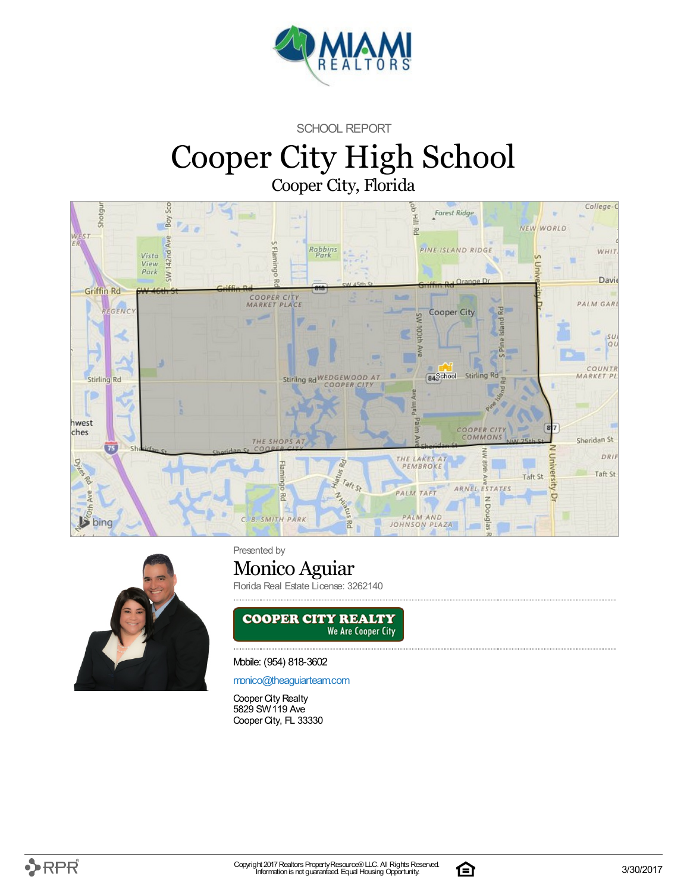SCHOOL REPORT

# Cooper City High School

## Cooper City, Florida

Presented by

**Monico Aguiar**

Florida Real Estate License: 3262140

COOPER CITY REALTY
We Are Cooper City

Mobile: (954) 818-3602

monico@theaguiarteam.com

Cooper City Realty
5829 SW 119 Ave
Cooper City, FL 33330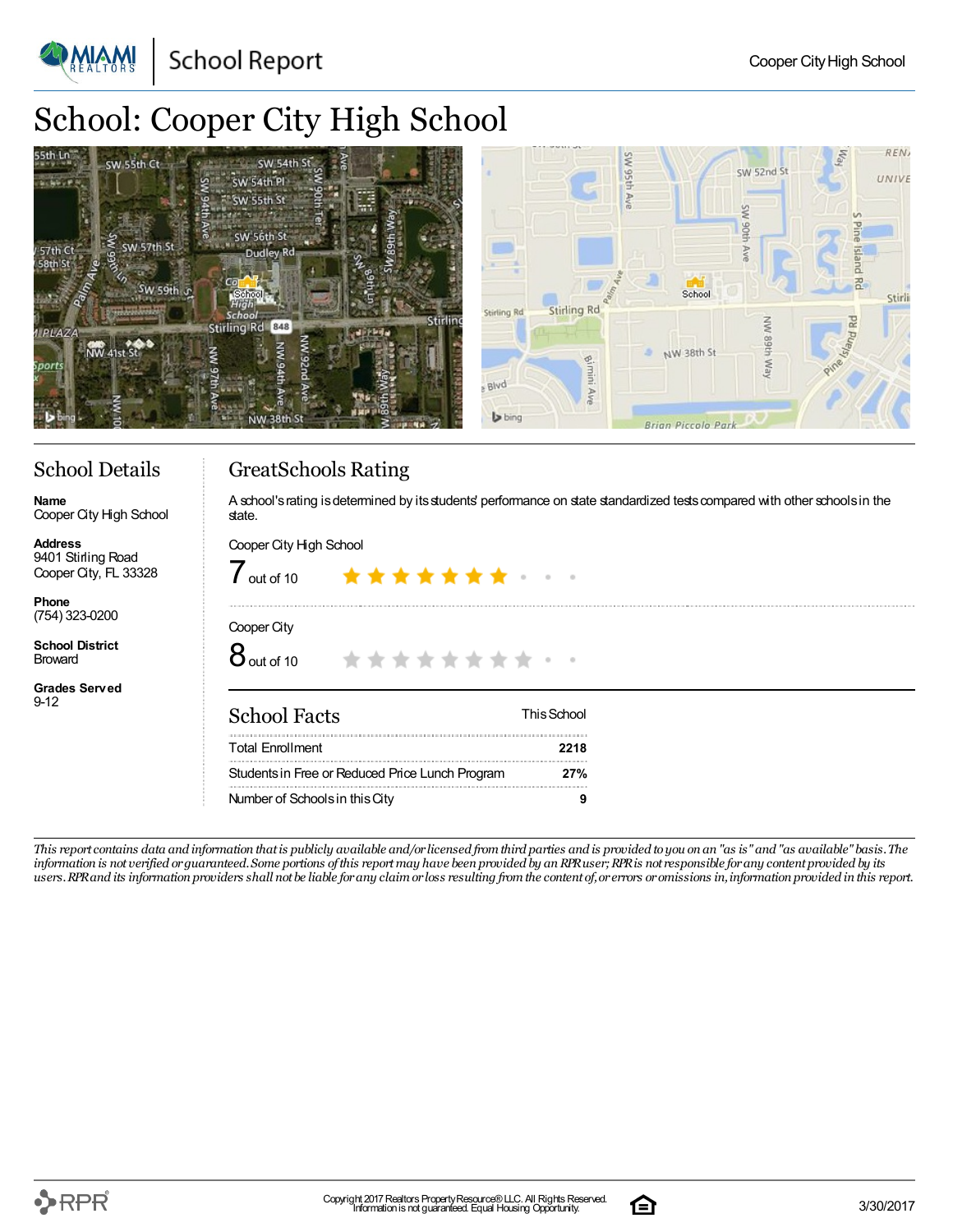# School: Cooper City High School

## School Details

**Name**
Cooper City High School

**Address**
9401 Stirling Road
Cooper City, FL 33328

**Phone**
(754) 323-0200

**School District**
Broward

**Grades Served**
9-12

## GreatSchools Rating

A school's rating is determined by its students' performance on state standardized tests compared with other schools in the state.

Cooper City High School

7 out of 10

Cooper City

8 out of 10

## School Facts

| School Facts | This School |
|---|---|
| Total Enrollment | 2218 |
| Students in Free or Reduced Price Lunch Program | 27% |
| Number of Schools in this City | 9 |

*This report contains data and information that is publicly available and/or licensed from third parties and is provided to you on an "as is" and "as available" basis. The information is not verified or guaranteed. Some portions of this report may have been provided by an RPR user; RPR is not responsible for any content provided by its users. RPR and its information providers shall not be liable for any claim or loss resulting from the content of, or errors or omissions in, information provided in this report.*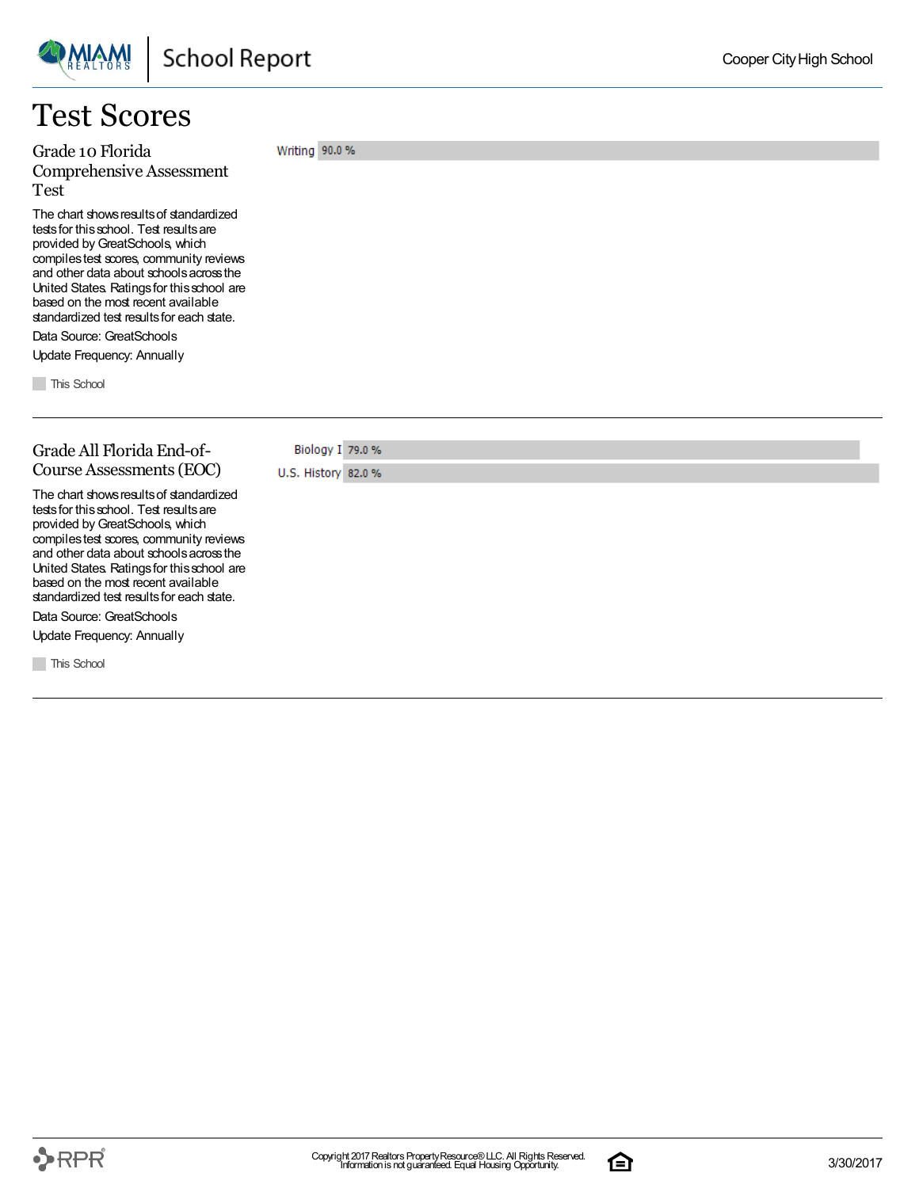# Test Scores

## Grade 10 Florida Comprehensive Assessment Test

The chart shows results of standardized tests for this school. Test results are provided by GreatSchools, which compiles test scores, community reviews and other data about schools across the United States. Ratings for this school are based on the most recent available standardized test results for each state.

Data Source: GreatSchools

Update Frequency: Annually

This School

| Subject | This School |
| --- | --- |
| Writing | 90.0 % |

## Grade All Florida End-of-Course Assessments (EOC)

The chart shows results of standardized tests for this school. Test results are provided by GreatSchools, which compiles test scores, community reviews and other data about schools across the United States. Ratings for this school are based on the most recent available standardized test results for each state.

Data Source: GreatSchools

Update Frequency: Annually

This School

| Subject | This School |
| --- | --- |
| Biology I | 79.0 % |
| U.S. History | 82.0 % |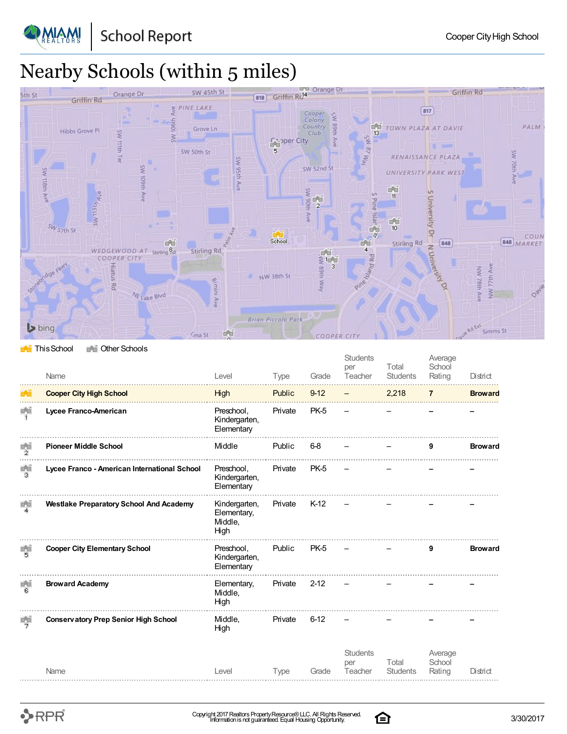# Nearby Schools (within 5 miles)

This School | Other Schools

| | Name | Level | Type | Grade | Students per Teacher | Total Students | Average School Rating | District |
|---|---|---|---|---|---|---|---|---|
| | **Cooper City High School** | High | Public | 9-12 | – | 2,218 | **7** | **Broward** |
| 1 | **Lycee Franco-American** | Preschool, Kindergarten, Elementary | Private | PK-5 | – | – | – | – |
| 2 | **Pioneer Middle School** | Middle | Public | 6-8 | – | – | **9** | **Broward** |
| 3 | **Lycee Franco - American International School** | Preschool, Kindergarten, Elementary | Private | PK-5 | – | – | – | – |
| 4 | **Westlake Preparatory School And Academy** | Kindergarten, Elementary, Middle, High | Private | K-12 | – | – | – | – |
| 5 | **Cooper City Elementary School** | Preschool, Kindergarten, Elementary | Public | PK-5 | – | – | **9** | **Broward** |
| 6 | **Broward Academy** | Elementary, Middle, High | Private | 2-12 | – | – | – | – |
| 7 | **Conservatory Prep Senior High School** | Middle, High | Private | 6-12 | – | – | – | – |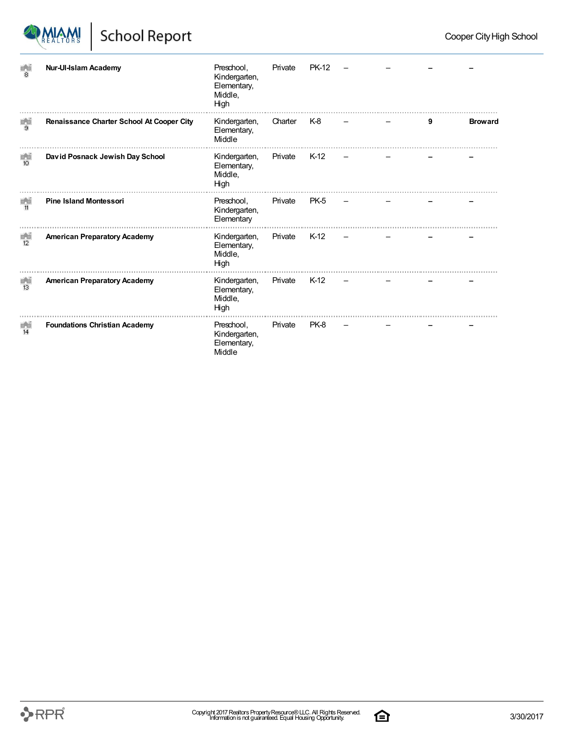| | | | | | | | | | |
|---|---|---|---|---|---|---|---|---|---|
| 8 | **Nur-Ul-Islam Academy** | Preschool, Kindergarten, Elementary, Middle, High | Private | PK-12 | – | – | – | – |
| 9 | **Renaissance Charter School At Cooper City** | Kindergarten, Elementary, Middle | Charter | K-8 | – | – | **9** | **Broward** |
| 10 | **David Posnack Jewish Day School** | Kindergarten, Elementary, Middle, High | Private | K-12 | – | – | – | – |
| 11 | **Pine Island Montessori** | Preschool, Kindergarten, Elementary | Private | PK-5 | – | – | – | – |
| 12 | **American Preparatory Academy** | Kindergarten, Elementary, Middle, High | Private | K-12 | – | – | – | – |
| 13 | **American Preparatory Academy** | Kindergarten, Elementary, Middle, High | Private | K-12 | – | – | – | – |
| 14 | **Foundations Christian Academy** | Preschool, Kindergarten, Elementary, Middle | Private | PK-8 | – | – | – | – |